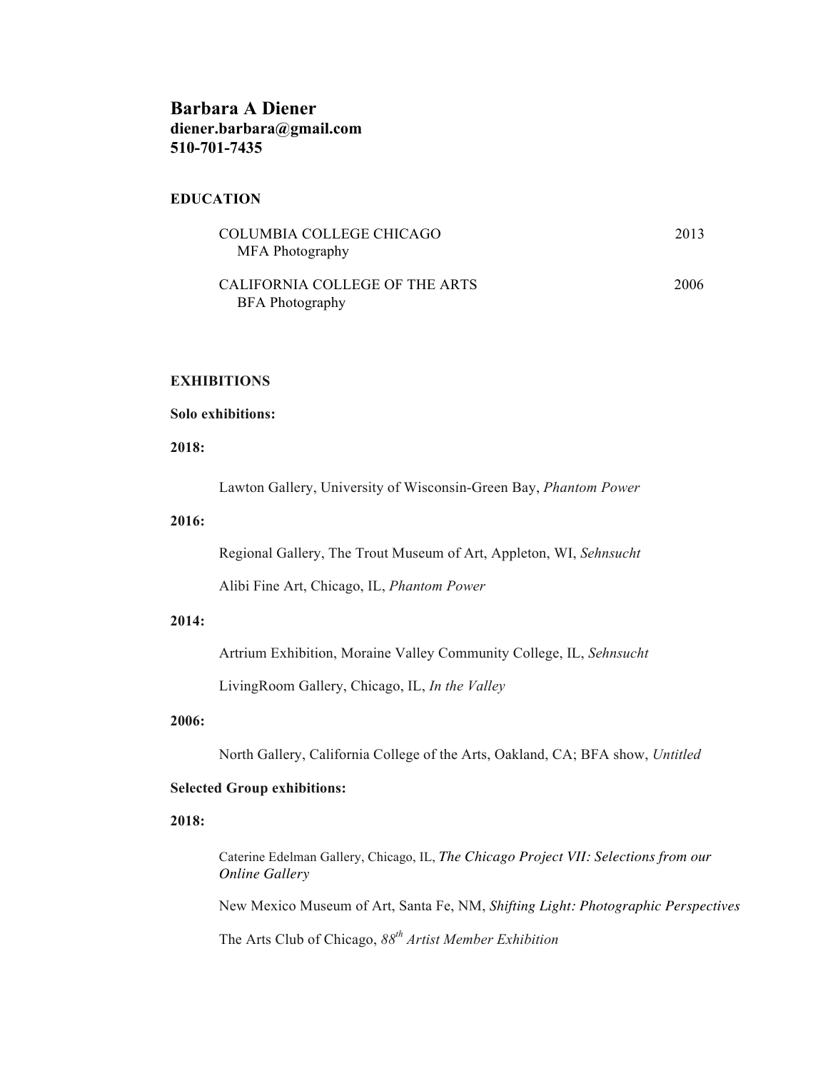# Barbara A Diener

**diener.barbara@gmail.com**
**510-701-7435**

## EDUCATION

COLUMBIA COLLEGE CHICAGO — 2013
MFA Photography

CALIFORNIA COLLEGE OF THE ARTS — 2006
BFA Photography

## EXHIBITIONS

### Solo exhibitions:

**2018:**

Lawton Gallery, University of Wisconsin-Green Bay, *Phantom Power*

**2016:**

Regional Gallery, The Trout Museum of Art, Appleton, WI, *Sehnsucht*

Alibi Fine Art, Chicago, IL, *Phantom Power*

**2014:**

Artrium Exhibition, Moraine Valley Community College, IL, *Sehnsucht*

LivingRoom Gallery, Chicago, IL, *In the Valley*

**2006:**

North Gallery, California College of the Arts, Oakland, CA; BFA show, *Untitled*

### Selected Group exhibitions:

**2018:**

Caterine Edelman Gallery, Chicago, IL, *The Chicago Project VII: Selections from our Online Gallery*

New Mexico Museum of Art, Santa Fe, NM, *Shifting Light: Photographic Perspectives*

The Arts Club of Chicago, *88th Artist Member Exhibition*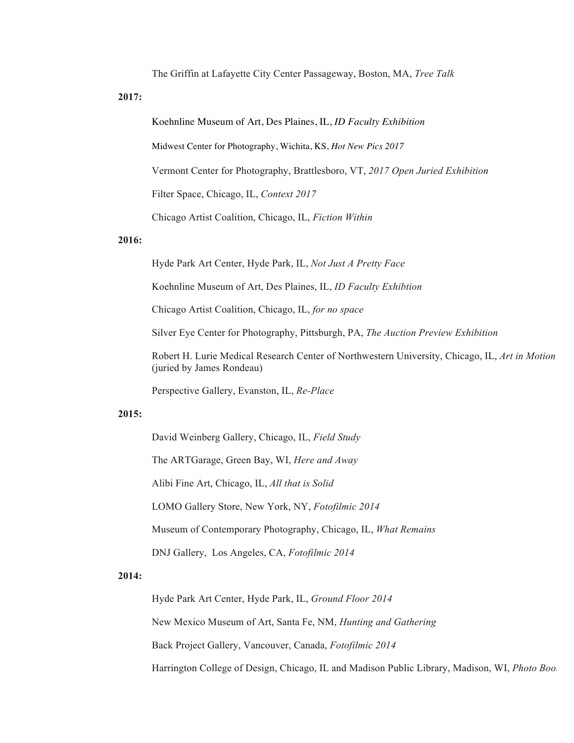The Griffin at Lafayette City Center Passageway, Boston, MA, *Tree Talk*

**2017:**

Koehnline Museum of Art, Des Plaines, IL, *ID Faculty Exhibition*

Midwest Center for Photography, Wichita, KS, *Hot New Pics 2017*

Vermont Center for Photography, Brattlesboro, VT, *2017 Open Juried Exhibition*

Filter Space, Chicago, IL, *Context 2017*

Chicago Artist Coalition, Chicago, IL, *Fiction Within*

**2016:**

Hyde Park Art Center, Hyde Park, IL, *Not Just A Pretty Face*

Koehnline Museum of Art, Des Plaines, IL, *ID Faculty Exhibtion*

Chicago Artist Coalition, Chicago, IL, *for no space*

Silver Eye Center for Photography, Pittsburgh, PA, *The Auction Preview Exhibition*

Robert H. Lurie Medical Research Center of Northwestern University, Chicago, IL, *Art in Motion* (juried by James Rondeau)

Perspective Gallery, Evanston, IL, *Re-Place*

**2015:**

David Weinberg Gallery, Chicago, IL, *Field Study*

The ARTGarage, Green Bay, WI, *Here and Away*

Alibi Fine Art, Chicago, IL, *All that is Solid*

LOMO Gallery Store, New York, NY, *Fotofilmic 2014*

Museum of Contemporary Photography, Chicago, IL, *What Remains*

DNJ Gallery, Los Angeles, CA, *Fotofilmic 2014*

**2014:**

Hyde Park Art Center, Hyde Park, IL, *Ground Floor 2014*

New Mexico Museum of Art, Santa Fe, NM, *Hunting and Gathering*

Back Project Gallery, Vancouver, Canada, *Fotofilmic 2014*

Harrington College of Design, Chicago, IL and Madison Public Library, Madison, WI, *Photo Boo*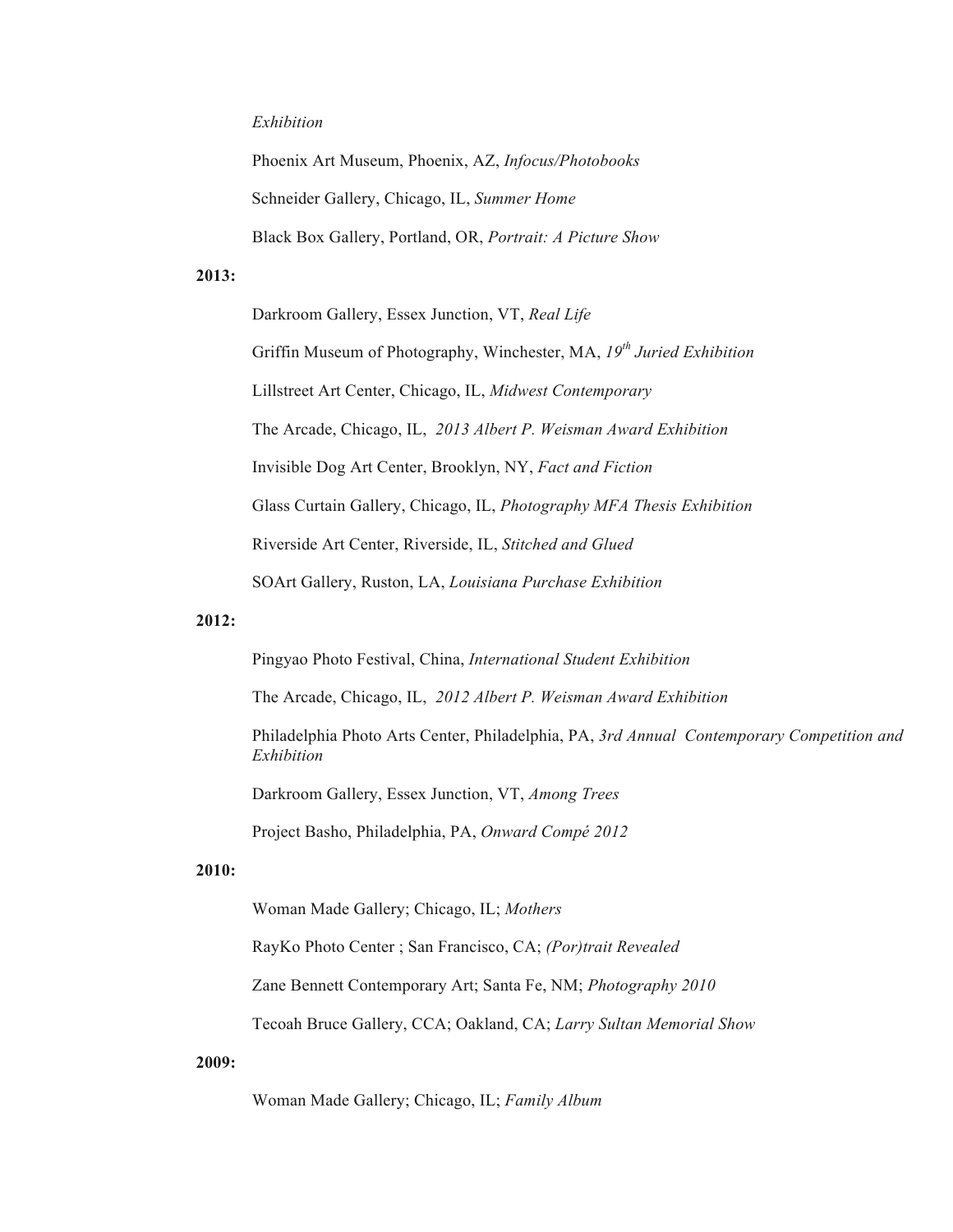*Exhibition*

Phoenix Art Museum, Phoenix, AZ, *Infocus/Photobooks*

Schneider Gallery, Chicago, IL, *Summer Home*

Black Box Gallery, Portland, OR, *Portrait: A Picture Show*

**2013:**

Darkroom Gallery, Essex Junction, VT, *Real Life*

Griffin Museum of Photography, Winchester, MA, *19th Juried Exhibition*

Lillstreet Art Center, Chicago, IL, *Midwest Contemporary*

The Arcade, Chicago, IL, *2013 Albert P. Weisman Award Exhibition*

Invisible Dog Art Center, Brooklyn, NY, *Fact and Fiction*

Glass Curtain Gallery, Chicago, IL, *Photography MFA Thesis Exhibition*

Riverside Art Center, Riverside, IL, *Stitched and Glued*

SOArt Gallery, Ruston, LA, *Louisiana Purchase Exhibition*

**2012:**

Pingyao Photo Festival, China, *International Student Exhibition*

The Arcade, Chicago, IL, *2012 Albert P. Weisman Award Exhibition*

Philadelphia Photo Arts Center, Philadelphia, PA, *3rd Annual Contemporary Competition and Exhibition*

Darkroom Gallery, Essex Junction, VT, *Among Trees*

Project Basho, Philadelphia, PA, *Onward Compé 2012*

**2010:**

Woman Made Gallery; Chicago, IL; *Mothers*

RayKo Photo Center ; San Francisco, CA; *(Por)trait Revealed*

Zane Bennett Contemporary Art; Santa Fe, NM; *Photography 2010*

Tecoah Bruce Gallery, CCA; Oakland, CA; *Larry Sultan Memorial Show*

**2009:**

Woman Made Gallery; Chicago, IL; *Family Album*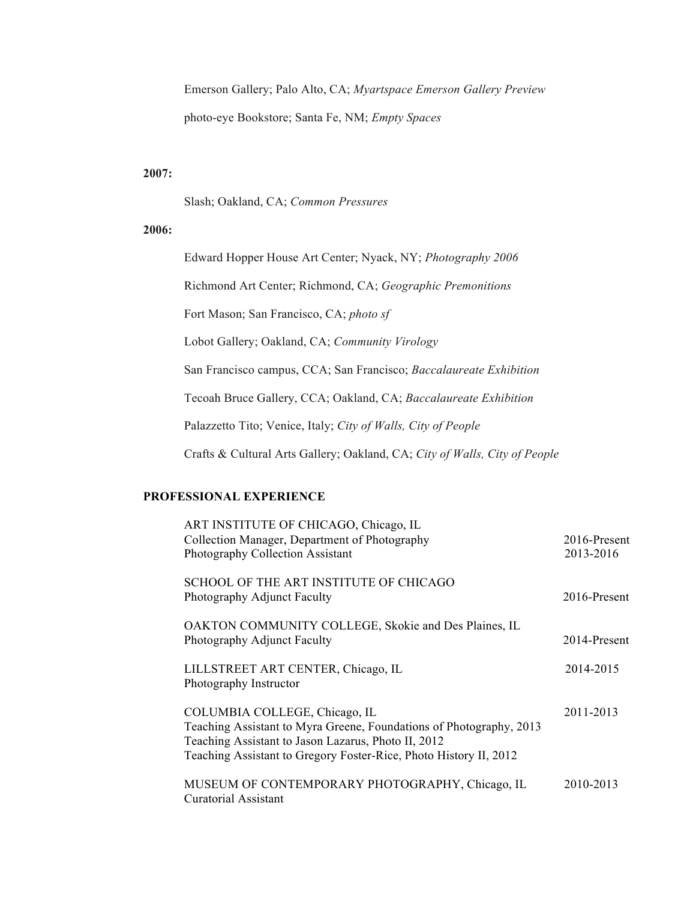Emerson Gallery; Palo Alto, CA; *Myartspace Emerson Gallery Preview*

photo-eye Bookstore; Santa Fe, NM; *Empty Spaces*

**2007:**

Slash; Oakland, CA; *Common Pressures*

**2006:**

Edward Hopper House Art Center; Nyack, NY; *Photography 2006*

Richmond Art Center; Richmond, CA; *Geographic Premonitions*

Fort Mason; San Francisco, CA; *photo sf*

Lobot Gallery; Oakland, CA; *Community Virology*

San Francisco campus, CCA; San Francisco; *Baccalaureate Exhibition*

Tecoah Bruce Gallery, CCA; Oakland, CA; *Baccalaureate Exhibition*

Palazzetto Tito; Venice, Italy; *City of Walls, City of People*

Crafts & Cultural Arts Gallery; Oakland, CA; *City of Walls, City of People*

## PROFESSIONAL EXPERIENCE

ART INSTITUTE OF CHICAGO, Chicago, IL
Collection Manager, Department of Photography — 2016-Present
Photography Collection Assistant — 2013-2016

SCHOOL OF THE ART INSTITUTE OF CHICAGO
Photography Adjunct Faculty — 2016-Present

OAKTON COMMUNITY COLLEGE, Skokie and Des Plaines, IL
Photography Adjunct Faculty — 2014-Present

LILLSTREET ART CENTER, Chicago, IL — 2014-2015
Photography Instructor

COLUMBIA COLLEGE, Chicago, IL — 2011-2013
Teaching Assistant to Myra Greene, Foundations of Photography, 2013
Teaching Assistant to Jason Lazarus, Photo II, 2012
Teaching Assistant to Gregory Foster-Rice, Photo History II, 2012

MUSEUM OF CONTEMPORARY PHOTOGRAPHY, Chicago, IL — 2010-2013
Curatorial Assistant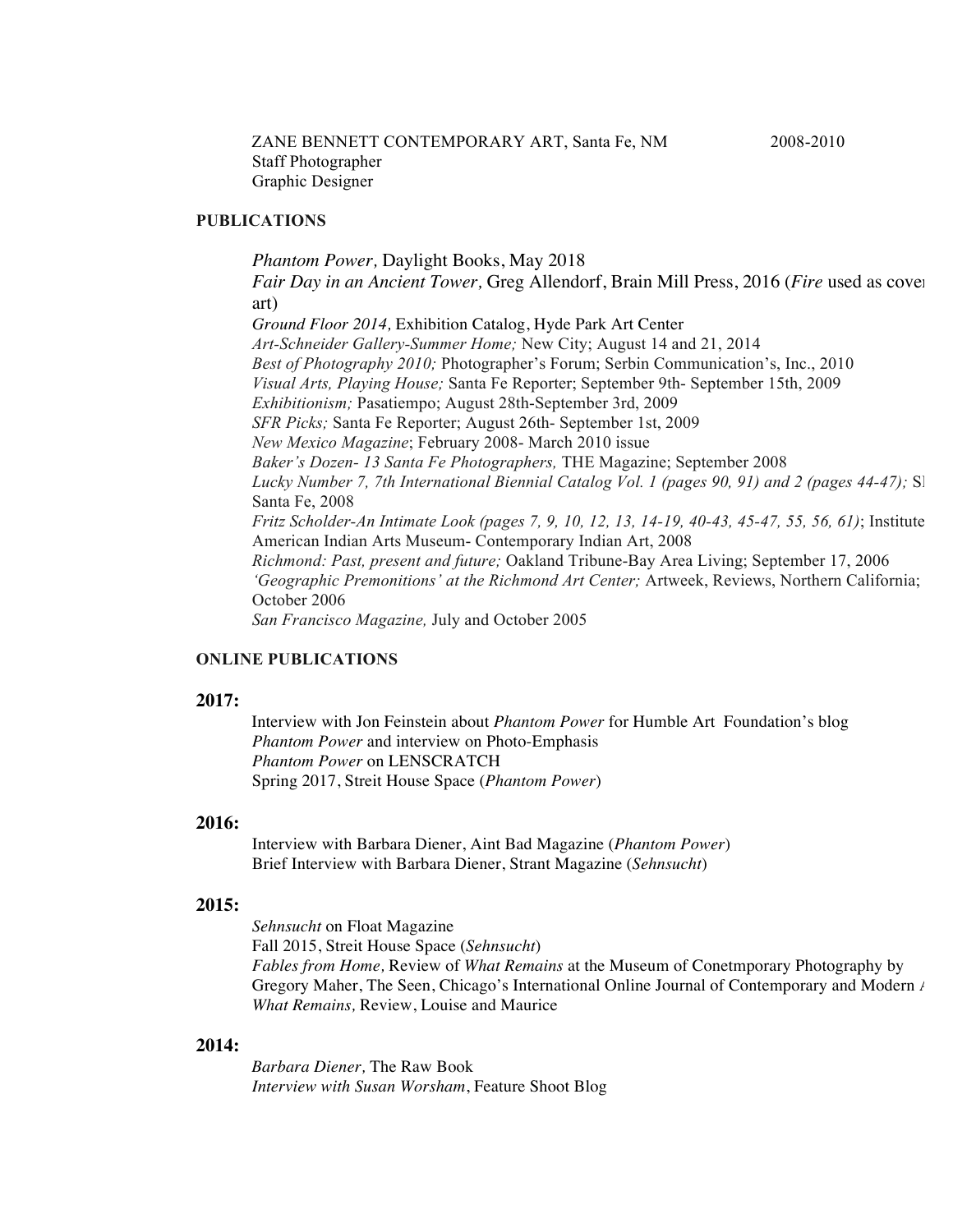ZANE BENNETT CONTEMPORARY ART, Santa Fe, NM 2008-2010
Staff Photographer
Graphic Designer

## PUBLICATIONS

*Phantom Power,* Daylight Books, May 2018
*Fair Day in an Ancient Tower,* Greg Allendorf, Brain Mill Press, 2016 (*Fire* used as cover art)
*Ground Floor 2014,* Exhibition Catalog, Hyde Park Art Center
*Art-Schneider Gallery-Summer Home;* New City; August 14 and 21, 2014
*Best of Photography 2010;* Photographer's Forum; Serbin Communication's, Inc., 2010
*Visual Arts, Playing House;* Santa Fe Reporter; September 9th- September 15th, 2009
*Exhibitionism;* Pasatiempo; August 28th-September 3rd, 2009
*SFR Picks;* Santa Fe Reporter; August 26th- September 1st, 2009
*New Mexico Magazine*; February 2008- March 2010 issue
*Baker's Dozen- 13 Santa Fe Photographers,* THE Magazine; September 2008
*Lucky Number 7, 7th International Biennial Catalog Vol. 1 (pages 90, 91) and 2 (pages 44-47);* Sl Santa Fe, 2008
*Fritz Scholder-An Intimate Look (pages 7, 9, 10, 12, 13, 14-19, 40-43, 45-47, 55, 56, 61)*; Institute American Indian Arts Museum- Contemporary Indian Art, 2008
*Richmond: Past, present and future;* Oakland Tribune-Bay Area Living; September 17, 2006
*'Geographic Premonitions' at the Richmond Art Center;* Artweek, Reviews, Northern California; October 2006
*San Francisco Magazine,* July and October 2005

## ONLINE PUBLICATIONS

### 2017:

Interview with Jon Feinstein about *Phantom Power* for Humble Art Foundation's blog
*Phantom Power* and interview on Photo-Emphasis
*Phantom Power* on LENSCRATCH
Spring 2017, Streit House Space (*Phantom Power*)

### 2016:

Interview with Barbara Diener, Aint Bad Magazine (*Phantom Power*)
Brief Interview with Barbara Diener, Strant Magazine (*Sehnsucht*)

### 2015:

*Sehnsucht* on Float Magazine
Fall 2015, Streit House Space (*Sehnsucht*)
*Fables from Home,* Review of *What Remains* at the Museum of Conetmporary Photography by Gregory Maher, The Seen, Chicago's International Online Journal of Contemporary and Modern A
*What Remains,* Review, Louise and Maurice

### 2014:

*Barbara Diener,* The Raw Book
*Interview with Susan Worsham*, Feature Shoot Blog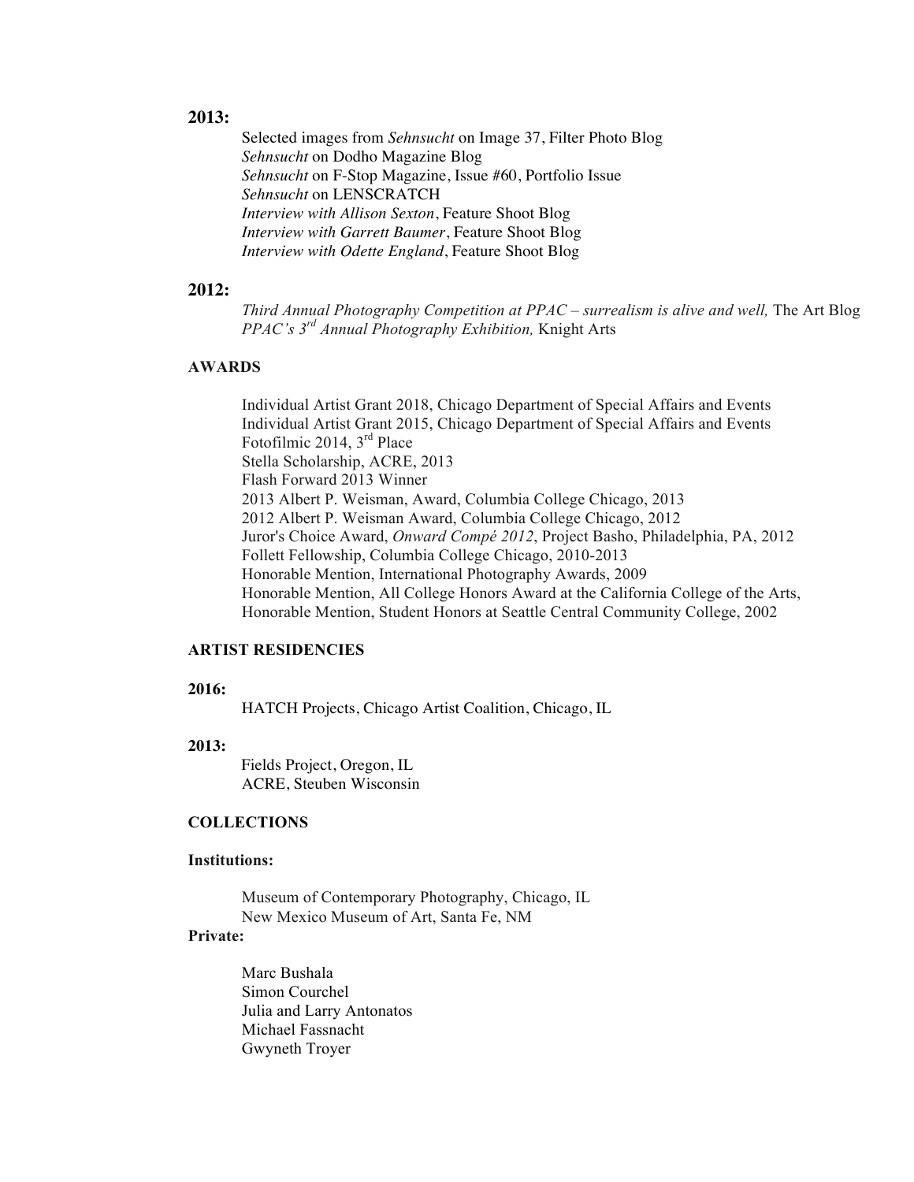**2013:**

Selected images from *Sehnsucht* on Image 37, Filter Photo Blog
*Sehnsucht* on Dodho Magazine Blog
*Sehnsucht* on F-Stop Magazine, Issue #60, Portfolio Issue
*Sehnsucht* on LENSCRATCH
*Interview with Allison Sexton*, Feature Shoot Blog
*Interview with Garrett Baumer*, Feature Shoot Blog
*Interview with Odette England*, Feature Shoot Blog

**2012:**

*Third Annual Photography Competition at PPAC – surrealism is alive and well,* The Art Blog
*PPAC's 3rd Annual Photography Exhibition,* Knight Arts

**AWARDS**

Individual Artist Grant 2018, Chicago Department of Special Affairs and Events
Individual Artist Grant 2015, Chicago Department of Special Affairs and Events
Fotofilmic 2014, 3rd Place
Stella Scholarship, ACRE, 2013
Flash Forward 2013 Winner
2013 Albert P. Weisman, Award, Columbia College Chicago, 2013
2012 Albert P. Weisman Award, Columbia College Chicago, 2012
Juror's Choice Award, *Onward Compé 2012*, Project Basho, Philadelphia, PA, 2012
Follett Fellowship, Columbia College Chicago, 2010-2013
Honorable Mention, International Photography Awards, 2009
Honorable Mention, All College Honors Award at the California College of the Arts,
Honorable Mention, Student Honors at Seattle Central Community College, 2002

**ARTIST RESIDENCIES**

**2016:**

HATCH Projects, Chicago Artist Coalition, Chicago, IL

**2013:**

Fields Project, Oregon, IL
ACRE, Steuben Wisconsin

**COLLECTIONS**

**Institutions:**

Museum of Contemporary Photography, Chicago, IL
New Mexico Museum of Art, Santa Fe, NM

**Private:**

Marc Bushala
Simon Courchel
Julia and Larry Antonatos
Michael Fassnacht
Gwyneth Troyer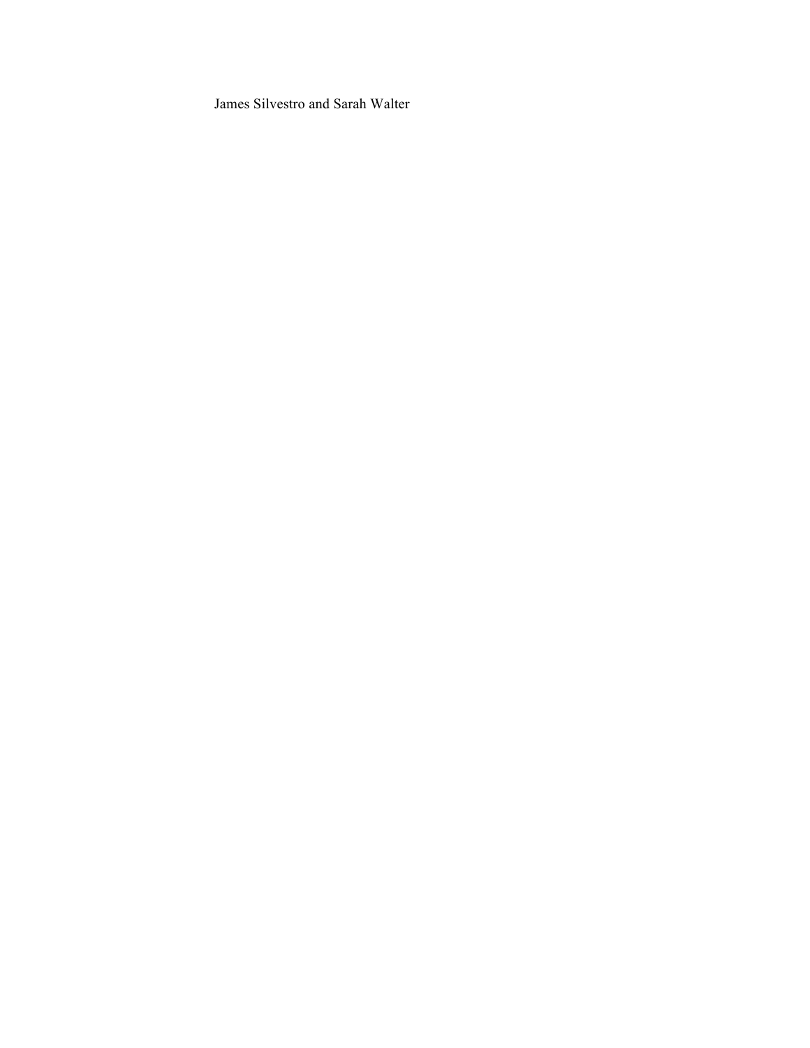James Silvestro and Sarah Walter